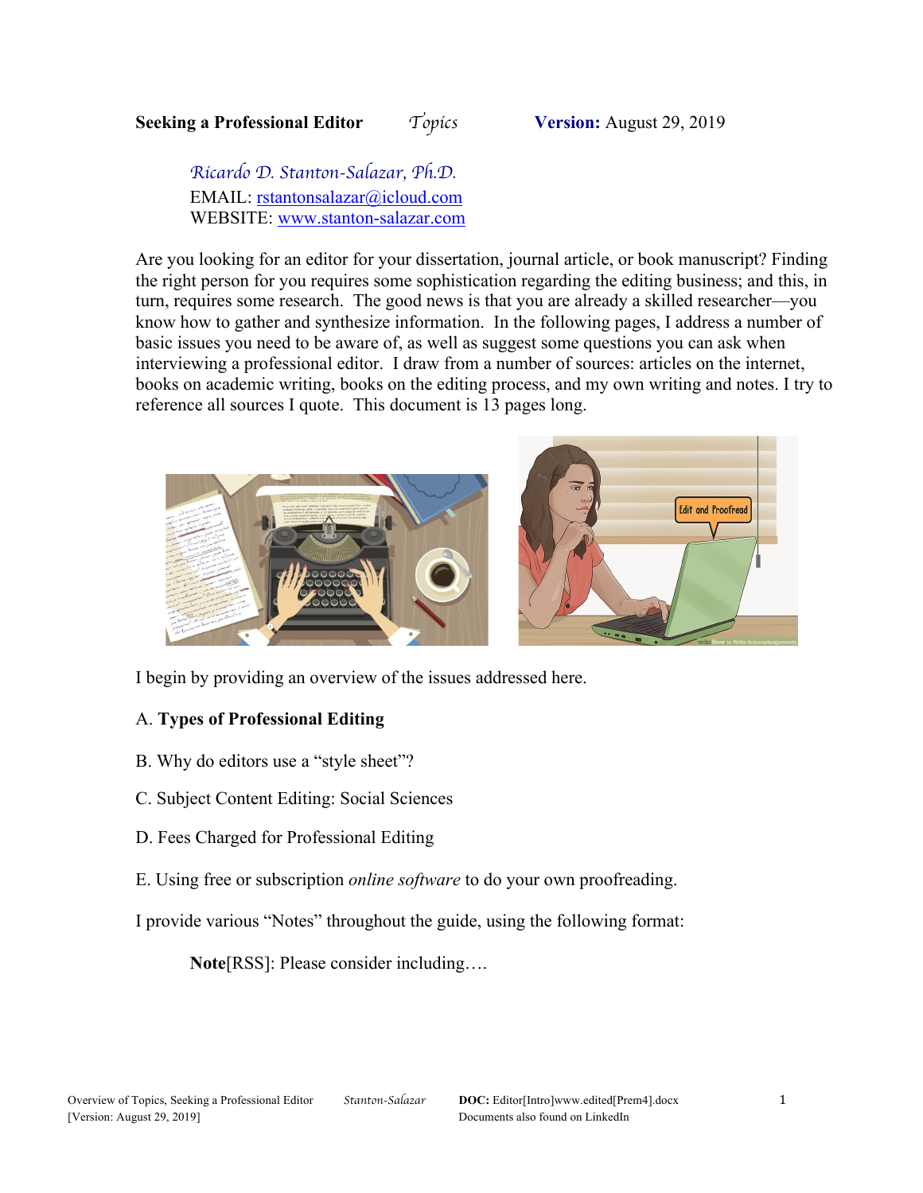**Seeking a Professional Editor** *Topics* **Version:** August 29, 2019

*Ricardo D. Stanton-Salazar, Ph.D.*
EMAIL: rstantonsalazar@icloud.com
WEBSITE: www.stanton-salazar.com

Are you looking for an editor for your dissertation, journal article, or book manuscript? Finding the right person for you requires some sophistication regarding the editing business; and this, in turn, requires some research. The good news is that you are already a skilled researcher—you know how to gather and synthesize information. In the following pages, I address a number of basic issues you need to be aware of, as well as suggest some questions you can ask when interviewing a professional editor. I draw from a number of sources: articles on the internet, books on academic writing, books on the editing process, and my own writing and notes. I try to reference all sources I quote. This document is 13 pages long.

I begin by providing an overview of the issues addressed here.

A. **Types of Professional Editing**

B. Why do editors use a "style sheet"?

C. Subject Content Editing: Social Sciences

D. Fees Charged for Professional Editing

E. Using free or subscription *online software* to do your own proofreading.

I provide various "Notes" throughout the guide, using the following format:

> **Note**[RSS]: Please consider including….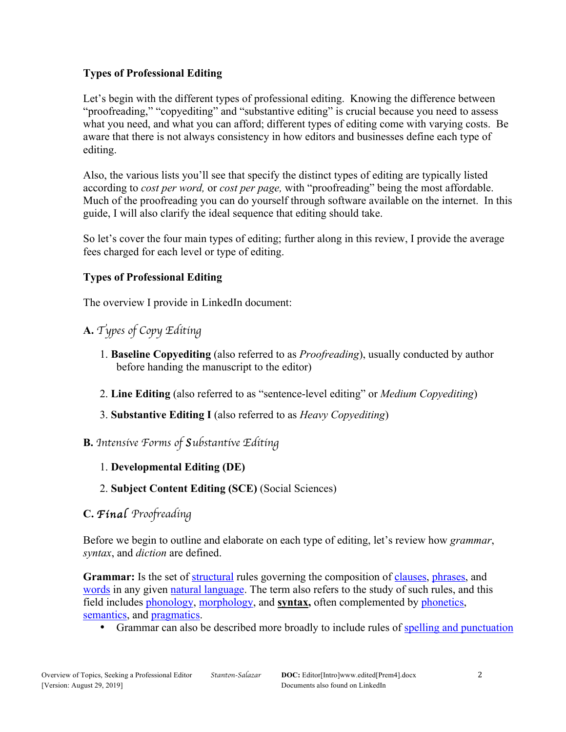**Types of Professional Editing**

Let's begin with the different types of professional editing. Knowing the difference between "proofreading," "copyediting" and "substantive editing" is crucial because you need to assess what you need, and what you can afford; different types of editing come with varying costs. Be aware that there is not always consistency in how editors and businesses define each type of editing.

Also, the various lists you'll see that specify the distinct types of editing are typically listed according to *cost per word,* or *cost per page,* with "proofreading" being the most affordable. Much of the proofreading you can do yourself through software available on the internet. In this guide, I will also clarify the ideal sequence that editing should take.

So let's cover the four main types of editing; further along in this review, I provide the average fees charged for each level or type of editing.

**Types of Professional Editing**

The overview I provide in LinkedIn document:

**A.** *Types of Copy Editing*

1. **Baseline Copyediting** (also referred to as *Proofreading*), usually conducted by author before handing the manuscript to the editor)

2. **Line Editing** (also referred to as "sentence-level editing" or *Medium Copyediting*)

3. **Substantive Editing I** (also referred to as *Heavy Copyediting*)

**B.** *Intensive Forms of Substantive Editing*

1. **Developmental Editing (DE)**

2. **Subject Content Editing (SCE)** (Social Sciences)

**C.** *Final Proofreading*

Before we begin to outline and elaborate on each type of editing, let's review how *grammar*, *syntax*, and *diction* are defined.

**Grammar:** Is the set of structural rules governing the composition of clauses, phrases, and words in any given natural language. The term also refers to the study of such rules, and this field includes phonology, morphology, and **syntax,** often complemented by phonetics, semantics, and pragmatics.

- Grammar can also be described more broadly to include rules of spelling and punctuation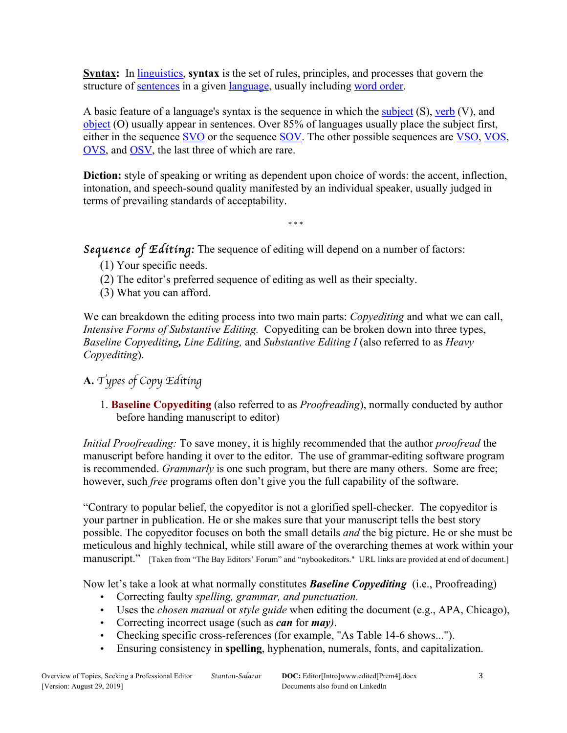**Syntax:** In linguistics, **syntax** is the set of rules, principles, and processes that govern the structure of sentences in a given language, usually including word order.

A basic feature of a language's syntax is the sequence in which the subject (S), verb (V), and object (O) usually appear in sentences. Over 85% of languages usually place the subject first, either in the sequence SVO or the sequence SOV. The other possible sequences are VSO, VOS, OVS, and OSV, the last three of which are rare.

**Diction:** style of speaking or writing as dependent upon choice of words: the accent, inflection, intonation, and speech-sound quality manifested by an individual speaker, usually judged in terms of prevailing standards of acceptability.

\* \* \*

***Sequence of Editing:*** The sequence of editing will depend on a number of factors:

(1) Your specific needs.
(2) The editor's preferred sequence of editing as well as their specialty.
(3) What you can afford.

We can breakdown the editing process into two main parts: *Copyediting* and what we can call, *Intensive Forms of Substantive Editing.* Copyediting can be broken down into three types, *Baseline Copyediting*, *Line Editing,* and *Substantive Editing I* (also referred to as *Heavy Copyediting*).

## A. *Types of Copy Editing*

1. **Baseline Copyediting** (also referred to as *Proofreading*), normally conducted by author before handing manuscript to editor)

*Initial Proofreading:* To save money, it is highly recommended that the author *proofread* the manuscript before handing it over to the editor. The use of grammar-editing software program is recommended. *Grammarly* is one such program, but there are many others. Some are free; however, such *free* programs often don't give you the full capability of the software.

"Contrary to popular belief, the copyeditor is not a glorified spell-checker. The copyeditor is your partner in publication. He or she makes sure that your manuscript tells the best story possible. The copyeditor focuses on both the small details *and* the big picture. He or she must be meticulous and highly technical, while still aware of the overarching themes at work within your manuscript." [Taken from "The Bay Editors' Forum" and "nybookeditors." URL links are provided at end of document.]

Now let's take a look at what normally constitutes ***Baseline Copyediting*** (i.e., Proofreading)

- Correcting faulty *spelling, grammar, and punctuation.*
- Uses the *chosen manual* or *style guide* when editing the document (e.g., APA, Chicago),
- Correcting incorrect usage (such as ***can*** for ***may***).
- Checking specific cross-references (for example, "As Table 14-6 shows...").
- Ensuring consistency in **spelling**, hyphenation, numerals, fonts, and capitalization.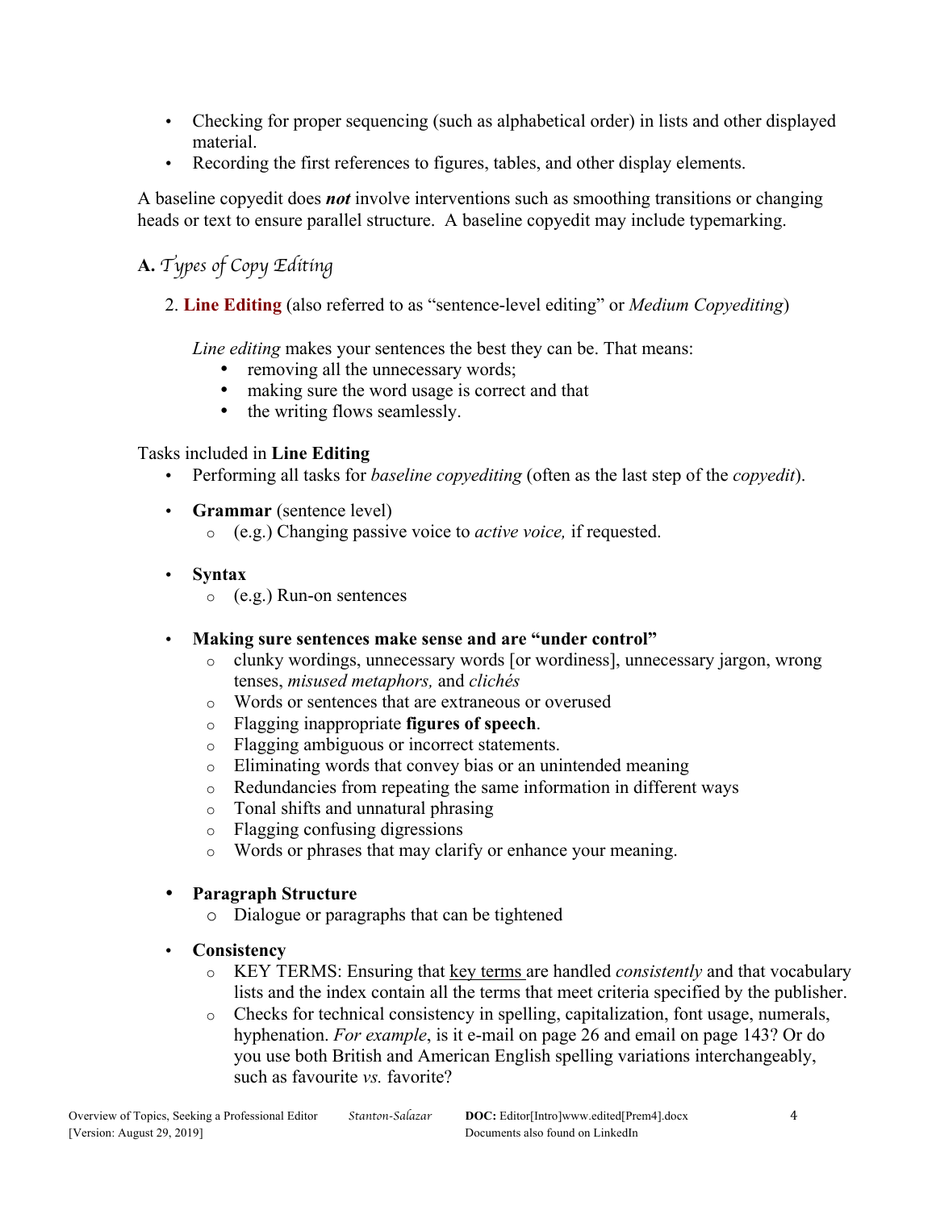- Checking for proper sequencing (such as alphabetical order) in lists and other displayed material.
- Recording the first references to figures, tables, and other display elements.

A baseline copyedit does ***not*** involve interventions such as smoothing transitions or changing heads or text to ensure parallel structure. A baseline copyedit may include typemarking.

### A. *Types of Copy Editing*

2. **Line Editing** (also referred to as "sentence-level editing" or *Medium Copyediting*)

   *Line editing* makes your sentences the best they can be. That means:
   - removing all the unnecessary words;
   - making sure the word usage is correct and that
   - the writing flows seamlessly.

Tasks included in **Line Editing**

- Performing all tasks for *baseline copyediting* (often as the last step of the *copyedit*).
- **Grammar** (sentence level)
  - (e.g.) Changing passive voice to *active voice,* if requested.
- **Syntax**
  - (e.g.) Run-on sentences
- **Making sure sentences make sense and are "under control"**
  - clunky wordings, unnecessary words [or wordiness], unnecessary jargon, wrong tenses, *misused metaphors,* and *clichés*
  - Words or sentences that are extraneous or overused
  - Flagging inappropriate **figures of speech**.
  - Flagging ambiguous or incorrect statements.
  - Eliminating words that convey bias or an unintended meaning
  - Redundancies from repeating the same information in different ways
  - Tonal shifts and unnatural phrasing
  - Flagging confusing digressions
  - Words or phrases that may clarify or enhance your meaning.
- **Paragraph Structure**
  - Dialogue or paragraphs that can be tightened
- **Consistency**
  - KEY TERMS: Ensuring that key terms are handled *consistently* and that vocabulary lists and the index contain all the terms that meet criteria specified by the publisher.
  - Checks for technical consistency in spelling, capitalization, font usage, numerals, hyphenation. *For example*, is it e-mail on page 26 and email on page 143? Or do you use both British and American English spelling variations interchangeably, such as favourite *vs.* favorite?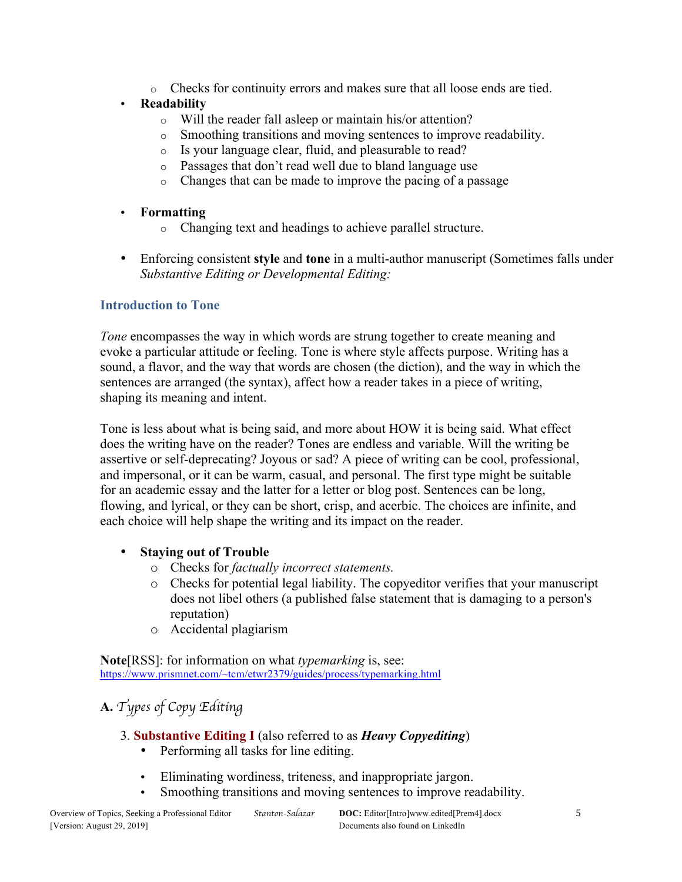- Checks for continuity errors and makes sure that all loose ends are tied.

- **Readability**
    - Will the reader fall asleep or maintain his/or attention?
    - Smoothing transitions and moving sentences to improve readability.
    - Is your language clear, fluid, and pleasurable to read?
    - Passages that don't read well due to bland language use
    - Changes that can be made to improve the pacing of a passage

- **Formatting**
    - Changing text and headings to achieve parallel structure.

- Enforcing consistent **style** and **tone** in a multi-author manuscript (Sometimes falls under *Substantive Editing or Developmental Editing:*

### Introduction to Tone

*Tone* encompasses the way in which words are strung together to create meaning and evoke a particular attitude or feeling. Tone is where style affects purpose. Writing has a sound, a flavor, and the way that words are chosen (the diction), and the way in which the sentences are arranged (the syntax), affect how a reader takes in a piece of writing, shaping its meaning and intent.

Tone is less about what is being said, and more about HOW it is being said. What effect does the writing have on the reader? Tones are endless and variable. Will the writing be assertive or self-deprecating? Joyous or sad? A piece of writing can be cool, professional, and impersonal, or it can be warm, casual, and personal. The first type might be suitable for an academic essay and the latter for a letter or blog post. Sentences can be long, flowing, and lyrical, or they can be short, crisp, and acerbic. The choices are infinite, and each choice will help shape the writing and its impact on the reader.

- **Staying out of Trouble**
    - Checks for *factually incorrect statements.*
    - Checks for potential legal liability. The copyeditor verifies that your manuscript does not libel others (a published false statement that is damaging to a person's reputation)
    - Accidental plagiarism

**Note**[RSS]: for information on what *typemarking* is, see:
https://www.prismnet.com/~tcm/etwr2379/guides/process/typemarking.html

## A. *Types of Copy Editing*

3. **Substantive Editing I** (also referred to as ***Heavy Copyediting***)
    - Performing all tasks for line editing.
    - Eliminating wordiness, triteness, and inappropriate jargon.
    - Smoothing transitions and moving sentences to improve readability.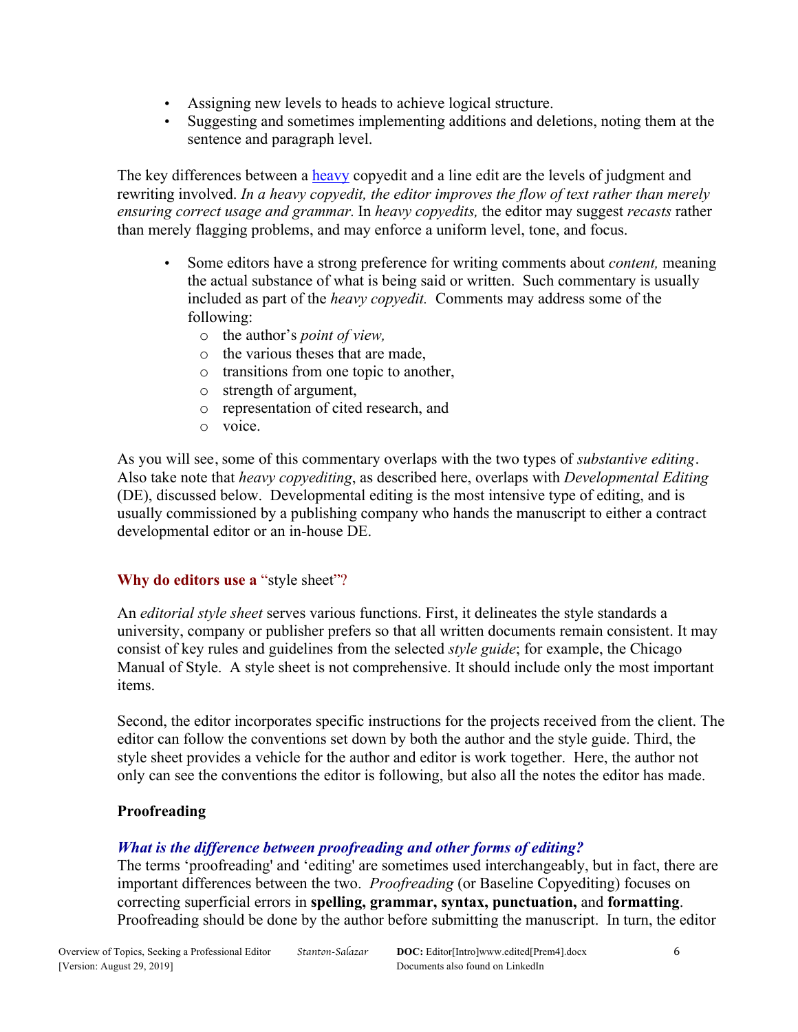- Assigning new levels to heads to achieve logical structure.
- Suggesting and sometimes implementing additions and deletions, noting them at the sentence and paragraph level.

The key differences between a heavy copyedit and a line edit are the levels of judgment and rewriting involved. *In a heavy copyedit, the editor improves the flow of text rather than merely ensuring correct usage and grammar.* In *heavy copyedits,* the editor may suggest *recasts* rather than merely flagging problems, and may enforce a uniform level, tone, and focus.

- Some editors have a strong preference for writing comments about *content,* meaning the actual substance of what is being said or written. Such commentary is usually included as part of the *heavy copyedit.* Comments may address some of the following:
    - the author's *point of view,*
    - the various theses that are made,
    - transitions from one topic to another,
    - strength of argument,
    - representation of cited research, and
    - voice.

As you will see, some of this commentary overlaps with the two types of *substantive editing*. Also take note that *heavy copyediting*, as described here, overlaps with *Developmental Editing* (DE), discussed below. Developmental editing is the most intensive type of editing, and is usually commissioned by a publishing company who hands the manuscript to either a contract developmental editor or an in-house DE.

### Why do editors use a "style sheet"?

An *editorial style sheet* serves various functions. First, it delineates the style standards a university, company or publisher prefers so that all written documents remain consistent. It may consist of key rules and guidelines from the selected *style guide*; for example, the Chicago Manual of Style. A style sheet is not comprehensive. It should include only the most important items.

Second, the editor incorporates specific instructions for the projects received from the client. The editor can follow the conventions set down by both the author and the style guide. Third, the style sheet provides a vehicle for the author and editor is work together. Here, the author not only can see the conventions the editor is following, but also all the notes the editor has made.

## Proofreading

#### *What is the difference between proofreading and other forms of editing?*

The terms 'proofreading' and 'editing' are sometimes used interchangeably, but in fact, there are important differences between the two. *Proofreading* (or Baseline Copyediting) focuses on correcting superficial errors in **spelling, grammar, syntax, punctuation,** and **formatting**. Proofreading should be done by the author before submitting the manuscript. In turn, the editor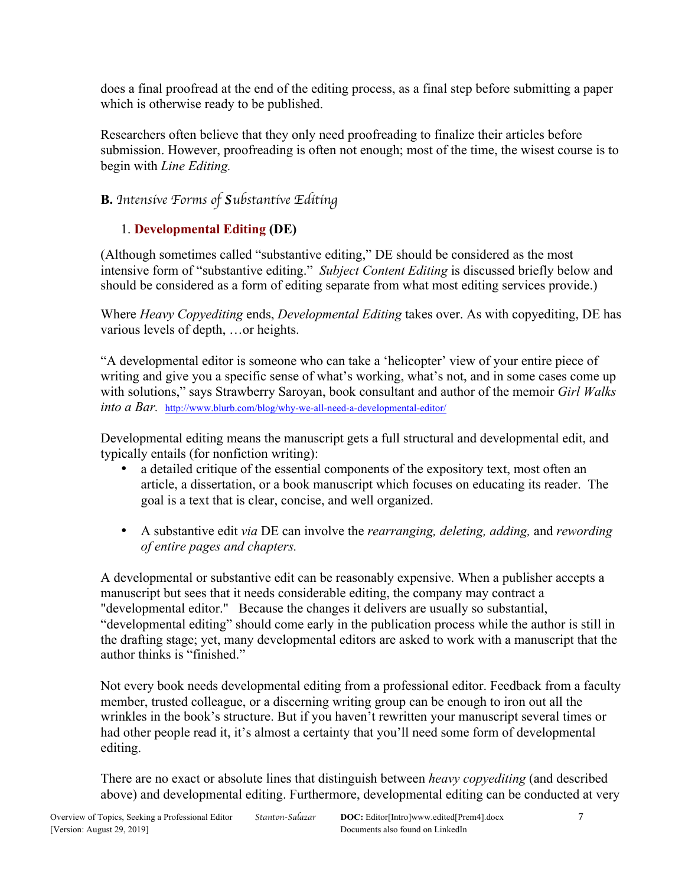does a final proofread at the end of the editing process, as a final step before submitting a paper which is otherwise ready to be published.

Researchers often believe that they only need proofreading to finalize their articles before submission. However, proofreading is often not enough; most of the time, the wisest course is to begin with *Line Editing.*

**B.** *Intensive Forms of Substantive Editing*

1. **Developmental Editing (DE)**

(Although sometimes called "substantive editing," DE should be considered as the most intensive form of "substantive editing." *Subject Content Editing* is discussed briefly below and should be considered as a form of editing separate from what most editing services provide.)

Where *Heavy Copyediting* ends, *Developmental Editing* takes over. As with copyediting, DE has various levels of depth, …or heights.

"A developmental editor is someone who can take a 'helicopter' view of your entire piece of writing and give you a specific sense of what's working, what's not, and in some cases come up with solutions," says Strawberry Saroyan, book consultant and author of the memoir *Girl Walks into a Bar.* http://www.blurb.com/blog/why-we-all-need-a-developmental-editor/

Developmental editing means the manuscript gets a full structural and developmental edit, and typically entails (for nonfiction writing):

- a detailed critique of the essential components of the expository text, most often an article, a dissertation, or a book manuscript which focuses on educating its reader. The goal is a text that is clear, concise, and well organized.

- A substantive edit *via* DE can involve the *rearranging, deleting, adding,* and *rewording of entire pages and chapters.*

A developmental or substantive edit can be reasonably expensive. When a publisher accepts a manuscript but sees that it needs considerable editing, the company may contract a "developmental editor." Because the changes it delivers are usually so substantial, "developmental editing" should come early in the publication process while the author is still in the drafting stage; yet, many developmental editors are asked to work with a manuscript that the author thinks is "finished."

Not every book needs developmental editing from a professional editor. Feedback from a faculty member, trusted colleague, or a discerning writing group can be enough to iron out all the wrinkles in the book's structure. But if you haven't rewritten your manuscript several times or had other people read it, it's almost a certainty that you'll need some form of developmental editing.

There are no exact or absolute lines that distinguish between *heavy copyediting* (and described above) and developmental editing. Furthermore, developmental editing can be conducted at very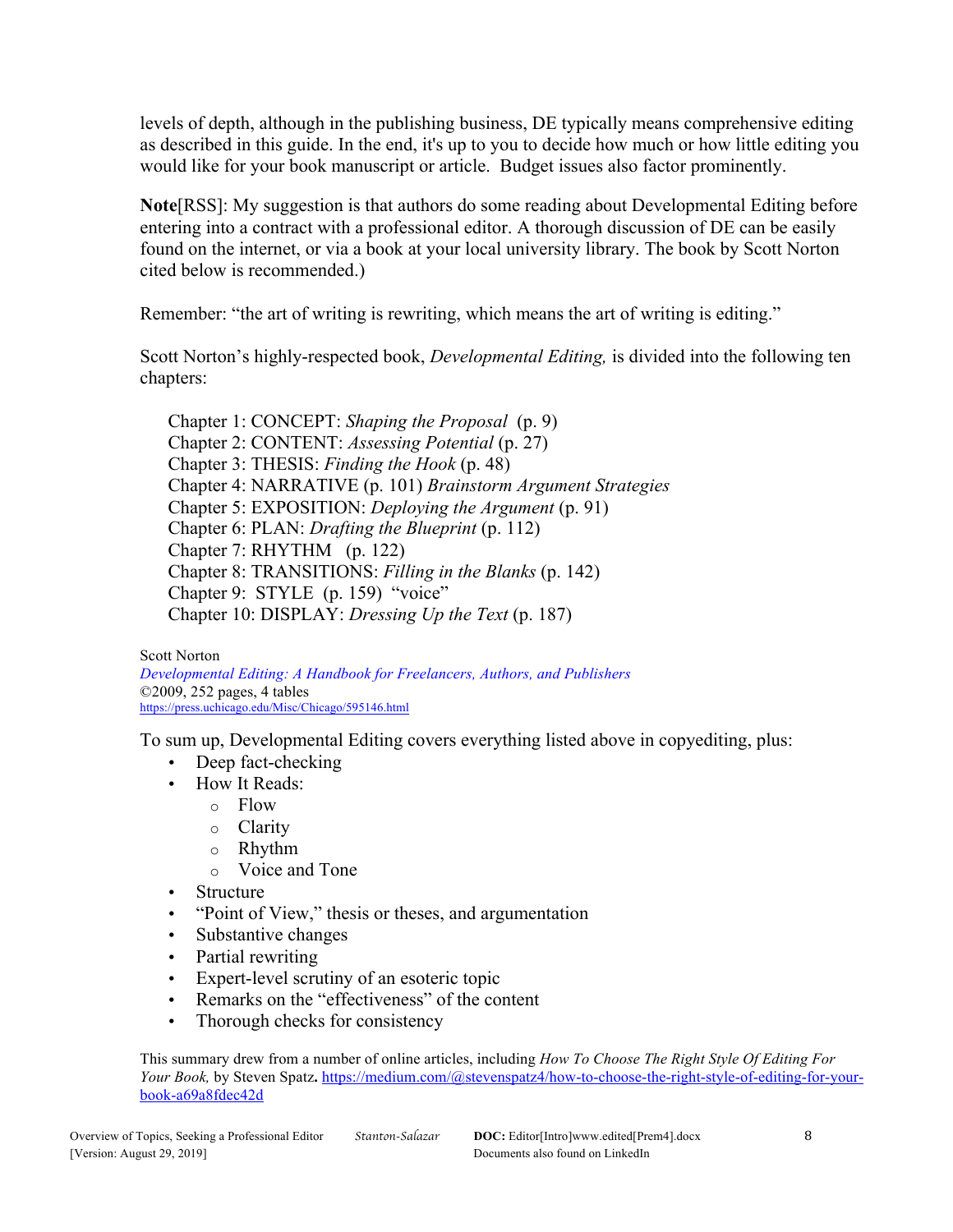levels of depth, although in the publishing business, DE typically means comprehensive editing as described in this guide. In the end, it's up to you to decide how much or how little editing you would like for your book manuscript or article. Budget issues also factor prominently.

**Note**[RSS]: My suggestion is that authors do some reading about Developmental Editing before entering into a contract with a professional editor. A thorough discussion of DE can be easily found on the internet, or via a book at your local university library. The book by Scott Norton cited below is recommended.)

Remember: "the art of writing is rewriting, which means the art of writing is editing."

Scott Norton's highly-respected book, *Developmental Editing,* is divided into the following ten chapters:

Chapter 1: CONCEPT: *Shaping the Proposal* (p. 9)
Chapter 2: CONTENT: *Assessing Potential* (p. 27)
Chapter 3: THESIS: *Finding the Hook* (p. 48)
Chapter 4: NARRATIVE (p. 101) *Brainstorm Argument Strategies*
Chapter 5: EXPOSITION: *Deploying the Argument* (p. 91)
Chapter 6: PLAN: *Drafting the Blueprint* (p. 112)
Chapter 7: RHYTHM (p. 122)
Chapter 8: TRANSITIONS: *Filling in the Blanks* (p. 142)
Chapter 9: STYLE (p. 159) "voice"
Chapter 10: DISPLAY: *Dressing Up the Text* (p. 187)

Scott Norton
*Developmental Editing: A Handbook for Freelancers, Authors, and Publishers*
©2009, 252 pages, 4 tables
https://press.uchicago.edu/Misc/Chicago/595146.html

To sum up, Developmental Editing covers everything listed above in copyediting, plus:

- Deep fact-checking
- How It Reads:
  - Flow
  - Clarity
  - Rhythm
  - Voice and Tone
- Structure
- "Point of View," thesis or theses, and argumentation
- Substantive changes
- Partial rewriting
- Expert-level scrutiny of an esoteric topic
- Remarks on the "effectiveness" of the content
- Thorough checks for consistency

This summary drew from a number of online articles, including *How To Choose The Right Style Of Editing For Your Book,* by Steven Spatz**.** https://medium.com/@stevenspatz4/how-to-choose-the-right-style-of-editing-for-your-book-a69a8fdec42d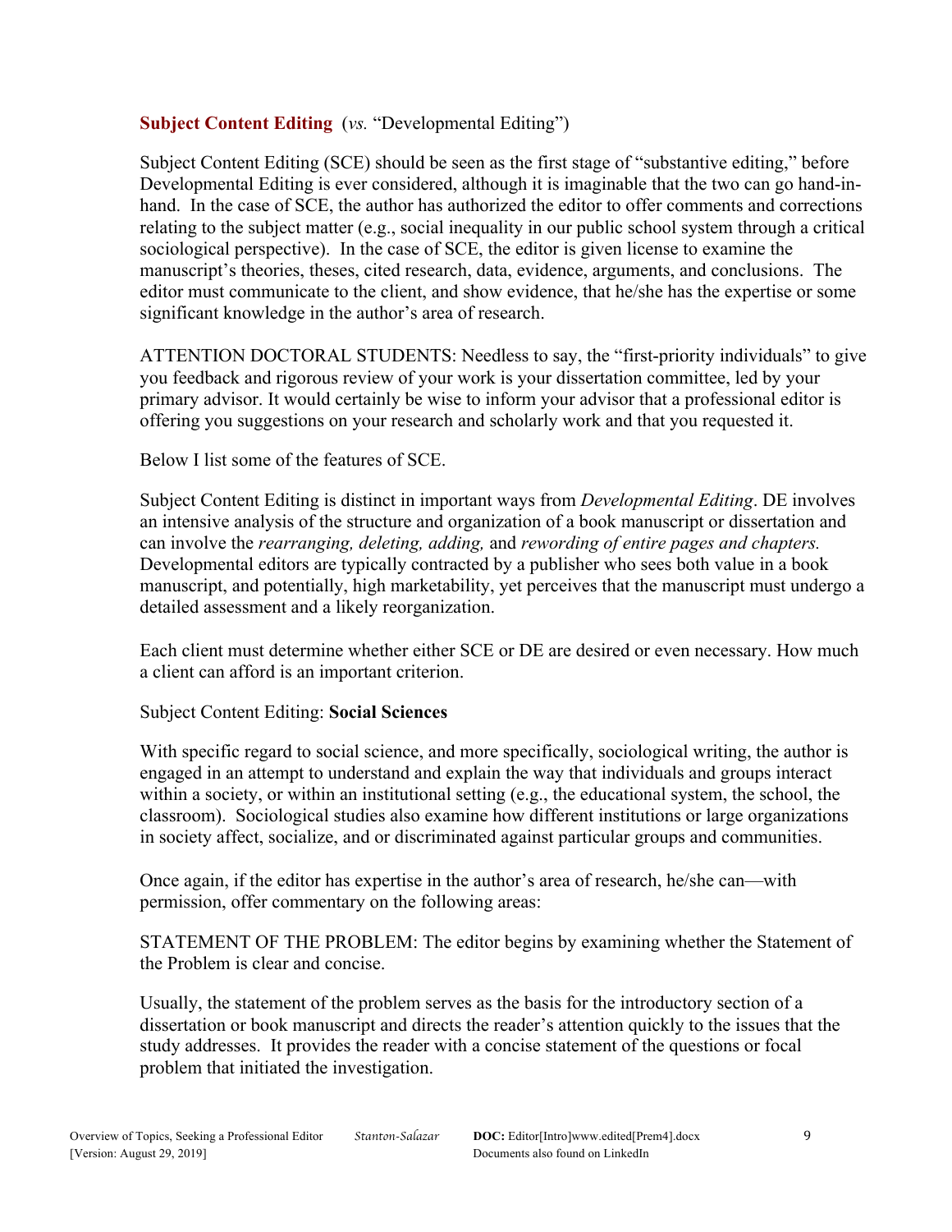## Subject Content Editing (*vs.* "Developmental Editing")

Subject Content Editing (SCE) should be seen as the first stage of "substantive editing," before Developmental Editing is ever considered, although it is imaginable that the two can go hand-in-hand. In the case of SCE, the author has authorized the editor to offer comments and corrections relating to the subject matter (e.g., social inequality in our public school system through a critical sociological perspective). In the case of SCE, the editor is given license to examine the manuscript's theories, theses, cited research, data, evidence, arguments, and conclusions. The editor must communicate to the client, and show evidence, that he/she has the expertise or some significant knowledge in the author's area of research.

ATTENTION DOCTORAL STUDENTS: Needless to say, the "first-priority individuals" to give you feedback and rigorous review of your work is your dissertation committee, led by your primary advisor. It would certainly be wise to inform your advisor that a professional editor is offering you suggestions on your research and scholarly work and that you requested it.

Below I list some of the features of SCE.

Subject Content Editing is distinct in important ways from *Developmental Editing*. DE involves an intensive analysis of the structure and organization of a book manuscript or dissertation and can involve the *rearranging, deleting, adding,* and *rewording of entire pages and chapters.* Developmental editors are typically contracted by a publisher who sees both value in a book manuscript, and potentially, high marketability, yet perceives that the manuscript must undergo a detailed assessment and a likely reorganization.

Each client must determine whether either SCE or DE are desired or even necessary. How much a client can afford is an important criterion.

### Subject Content Editing: **Social Sciences**

With specific regard to social science, and more specifically, sociological writing, the author is engaged in an attempt to understand and explain the way that individuals and groups interact within a society, or within an institutional setting (e.g., the educational system, the school, the classroom). Sociological studies also examine how different institutions or large organizations in society affect, socialize, and or discriminated against particular groups and communities.

Once again, if the editor has expertise in the author's area of research, he/she can—with permission, offer commentary on the following areas:

STATEMENT OF THE PROBLEM: The editor begins by examining whether the Statement of the Problem is clear and concise.

Usually, the statement of the problem serves as the basis for the introductory section of a dissertation or book manuscript and directs the reader's attention quickly to the issues that the study addresses. It provides the reader with a concise statement of the questions or focal problem that initiated the investigation.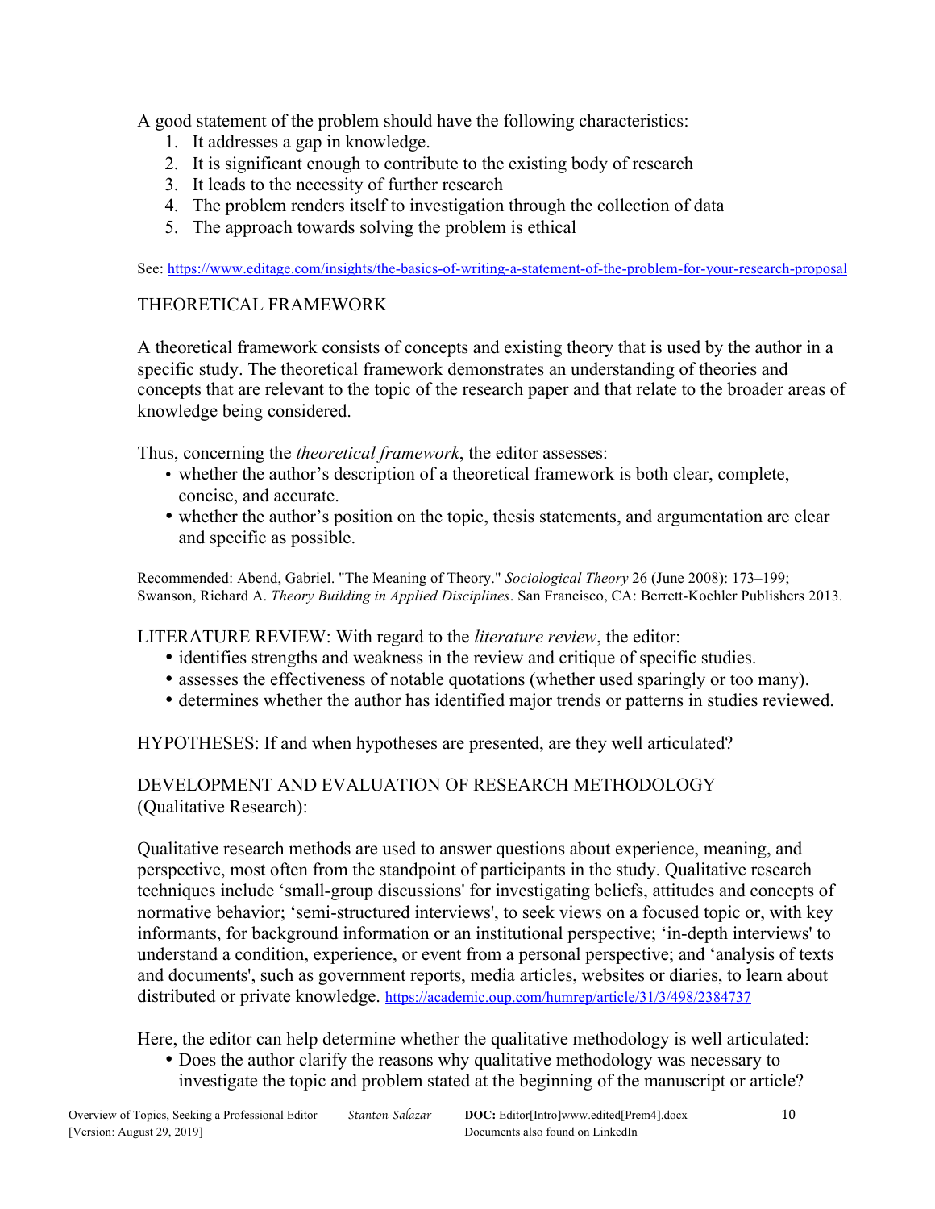A good statement of the problem should have the following characteristics:

1. It addresses a gap in knowledge.
2. It is significant enough to contribute to the existing body of research
3. It leads to the necessity of further research
4. The problem renders itself to investigation through the collection of data
5. The approach towards solving the problem is ethical

See: https://www.editage.com/insights/the-basics-of-writing-a-statement-of-the-problem-for-your-research-proposal

## THEORETICAL FRAMEWORK

A theoretical framework consists of concepts and existing theory that is used by the author in a specific study. The theoretical framework demonstrates an understanding of theories and concepts that are relevant to the topic of the research paper and that relate to the broader areas of knowledge being considered.

Thus, concerning the *theoretical framework*, the editor assesses:

- whether the author's description of a theoretical framework is both clear, complete, concise, and accurate.
- whether the author's position on the topic, thesis statements, and argumentation are clear and specific as possible.

Recommended: Abend, Gabriel. "The Meaning of Theory." *Sociological Theory* 26 (June 2008): 173–199; Swanson, Richard A. *Theory Building in Applied Disciplines*. San Francisco, CA: Berrett-Koehler Publishers 2013.

LITERATURE REVIEW: With regard to the *literature review*, the editor:

- identifies strengths and weakness in the review and critique of specific studies.
- assesses the effectiveness of notable quotations (whether used sparingly or too many).
- determines whether the author has identified major trends or patterns in studies reviewed.

HYPOTHESES: If and when hypotheses are presented, are they well articulated?

## DEVELOPMENT AND EVALUATION OF RESEARCH METHODOLOGY (Qualitative Research):

Qualitative research methods are used to answer questions about experience, meaning, and perspective, most often from the standpoint of participants in the study. Qualitative research techniques include 'small-group discussions' for investigating beliefs, attitudes and concepts of normative behavior; 'semi-structured interviews', to seek views on a focused topic or, with key informants, for background information or an institutional perspective; 'in-depth interviews' to understand a condition, experience, or event from a personal perspective; and 'analysis of texts and documents', such as government reports, media articles, websites or diaries, to learn about distributed or private knowledge. https://academic.oup.com/humrep/article/31/3/498/2384737

Here, the editor can help determine whether the qualitative methodology is well articulated:

- Does the author clarify the reasons why qualitative methodology was necessary to investigate the topic and problem stated at the beginning of the manuscript or article?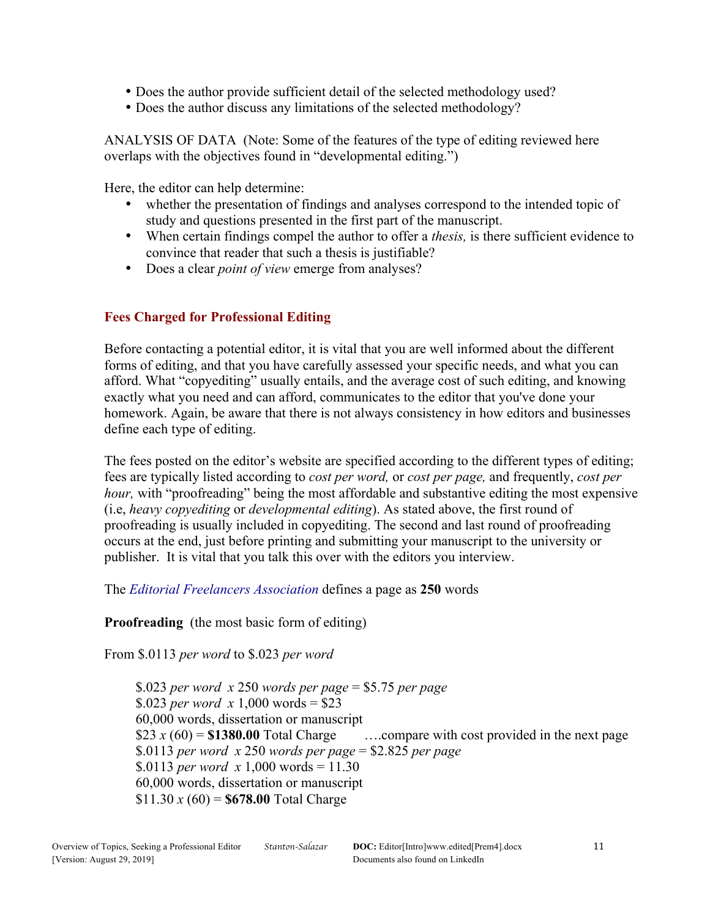- Does the author provide sufficient detail of the selected methodology used?
- Does the author discuss any limitations of the selected methodology?

ANALYSIS OF DATA (Note: Some of the features of the type of editing reviewed here overlaps with the objectives found in "developmental editing.")

Here, the editor can help determine:

- whether the presentation of findings and analyses correspond to the intended topic of study and questions presented in the first part of the manuscript.
- When certain findings compel the author to offer a *thesis,* is there sufficient evidence to convince that reader that such a thesis is justifiable?
- Does a clear *point of view* emerge from analyses?

## Fees Charged for Professional Editing

Before contacting a potential editor, it is vital that you are well informed about the different forms of editing, and that you have carefully assessed your specific needs, and what you can afford. What "copyediting" usually entails, and the average cost of such editing, and knowing exactly what you need and can afford, communicates to the editor that you've done your homework. Again, be aware that there is not always consistency in how editors and businesses define each type of editing.

The fees posted on the editor's website are specified according to the different types of editing; fees are typically listed according to *cost per word,* or *cost per page,* and frequently, *cost per hour,* with "proofreading" being the most affordable and substantive editing the most expensive (i.e, *heavy copyediting* or *developmental editing*). As stated above, the first round of proofreading is usually included in copyediting. The second and last round of proofreading occurs at the end, just before printing and submitting your manuscript to the university or publisher. It is vital that you talk this over with the editors you interview.

The *Editorial Freelancers Association* defines a page as **250** words

**Proofreading** (the most basic form of editing)

From $.0113 *per word* to $.023 *per word*

$.023 *per word x* 250 *words per page* = $5.75 *per page*
$.023 *per word x* 1,000 words = $23
60,000 words, dissertation or manuscript
$23 *x* (60) = **$1380.00** Total Charge ….compare with cost provided in the next page
$.0113 *per word x* 250 *words per page* = $2.825 *per page*
$.0113 *per word x* 1,000 words = 11.30
60,000 words, dissertation or manuscript
$11.30 *x* (60) = **$678.00** Total Charge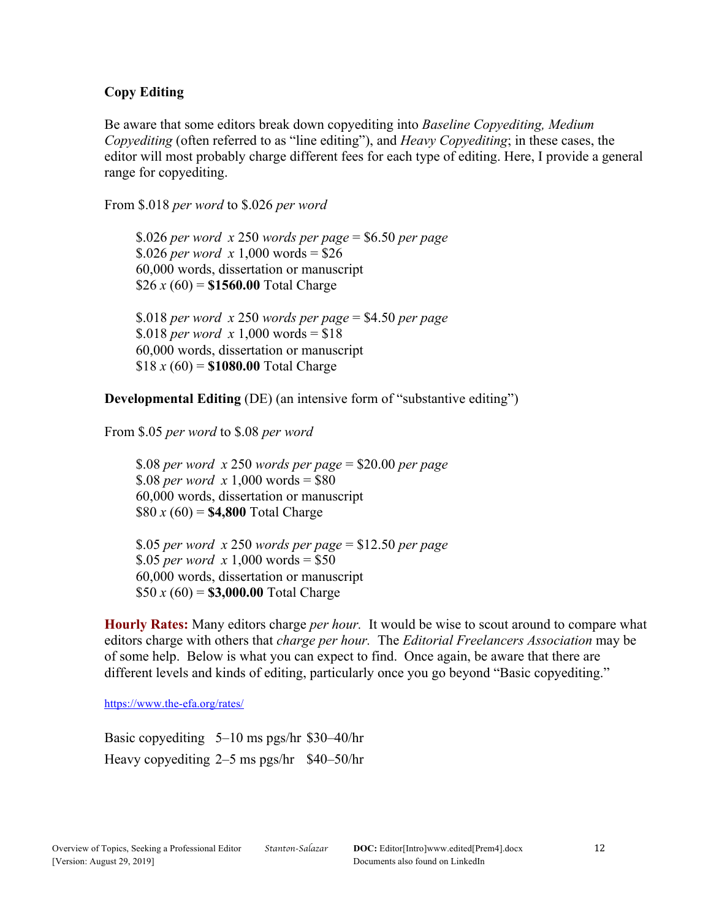**Copy Editing**

Be aware that some editors break down copyediting into *Baseline Copyediting, Medium Copyediting* (often referred to as "line editing"), and *Heavy Copyediting*; in these cases, the editor will most probably charge different fees for each type of editing. Here, I provide a general range for copyediting.

From $.018 *per word* to $.026 *per word*

> $.026 *per word x* 250 *words per page* = $6.50 *per page*
> $.026 *per word x* 1,000 words = $26
> 60,000 words, dissertation or manuscript
> $26 *x* (60) = **$1560.00** Total Charge
>
> $.018 *per word x* 250 *words per page* = $4.50 *per page*
> $.018 *per word x* 1,000 words = $18
> 60,000 words, dissertation or manuscript
> $18 *x* (60) = **$1080.00** Total Charge

**Developmental Editing** (DE) (an intensive form of "substantive editing")

From $.05 *per word* to $.08 *per word*

> $.08 *per word x* 250 *words per page* = $20.00 *per page*
> $.08 *per word x* 1,000 words = $80
> 60,000 words, dissertation or manuscript
> $80 *x* (60) = **$4,800** Total Charge
>
> $.05 *per word x* 250 *words per page* = $12.50 *per page*
> $.05 *per word x* 1,000 words = $50
> 60,000 words, dissertation or manuscript
> $50 *x* (60) = **$3,000.00** Total Charge

**Hourly Rates:** Many editors charge *per hour.* It would be wise to scout around to compare what editors charge with others that *charge per hour.* The *Editorial Freelancers Association* may be of some help. Below is what you can expect to find. Once again, be aware that there are different levels and kinds of editing, particularly once you go beyond "Basic copyediting."

https://www.the-efa.org/rates/

Basic copyediting 5–10 ms pgs/hr $30–40/hr

Heavy copyediting 2–5 ms pgs/hr $40–50/hr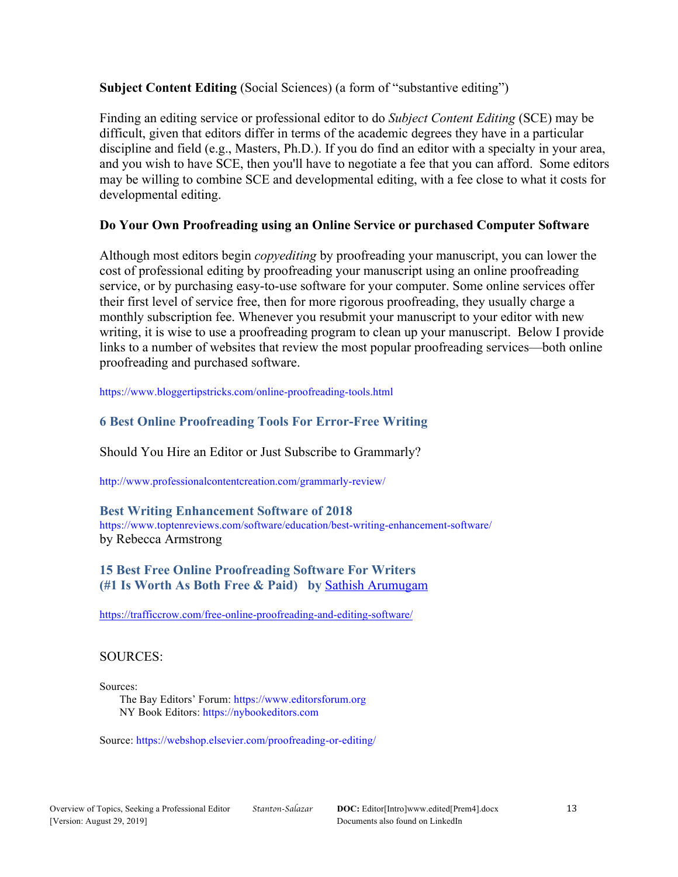**Subject Content Editing** (Social Sciences) (a form of "substantive editing")

Finding an editing service or professional editor to do *Subject Content Editing* (SCE) may be difficult, given that editors differ in terms of the academic degrees they have in a particular discipline and field (e.g., Masters, Ph.D.). If you do find an editor with a specialty in your area, and you wish to have SCE, then you'll have to negotiate a fee that you can afford. Some editors may be willing to combine SCE and developmental editing, with a fee close to what it costs for developmental editing.

**Do Your Own Proofreading using an Online Service or purchased Computer Software**

Although most editors begin *copyediting* by proofreading your manuscript, you can lower the cost of professional editing by proofreading your manuscript using an online proofreading service, or by purchasing easy-to-use software for your computer. Some online services offer their first level of service free, then for more rigorous proofreading, they usually charge a monthly subscription fee. Whenever you resubmit your manuscript to your editor with new writing, it is wise to use a proofreading program to clean up your manuscript. Below I provide links to a number of websites that review the most popular proofreading services—both online proofreading and purchased software.

https://www.bloggertipstricks.com/online-proofreading-tools.html

**6 Best Online Proofreading Tools For Error-Free Writing**

Should You Hire an Editor or Just Subscribe to Grammarly?

http://www.professionalcontentcreation.com/grammarly-review/

**Best Writing Enhancement Software of 2018**
https://www.toptenreviews.com/software/education/best-writing-enhancement-software/
by Rebecca Armstrong

**15 Best Free Online Proofreading Software For Writers (#1 Is Worth As Both Free & Paid) by** Sathish Arumugam

https://trafficcrow.com/free-online-proofreading-and-editing-software/

SOURCES:

Sources:
The Bay Editors' Forum: https://www.editorsforum.org
NY Book Editors: https://nybookeditors.com

Source: https://webshop.elsevier.com/proofreading-or-editing/